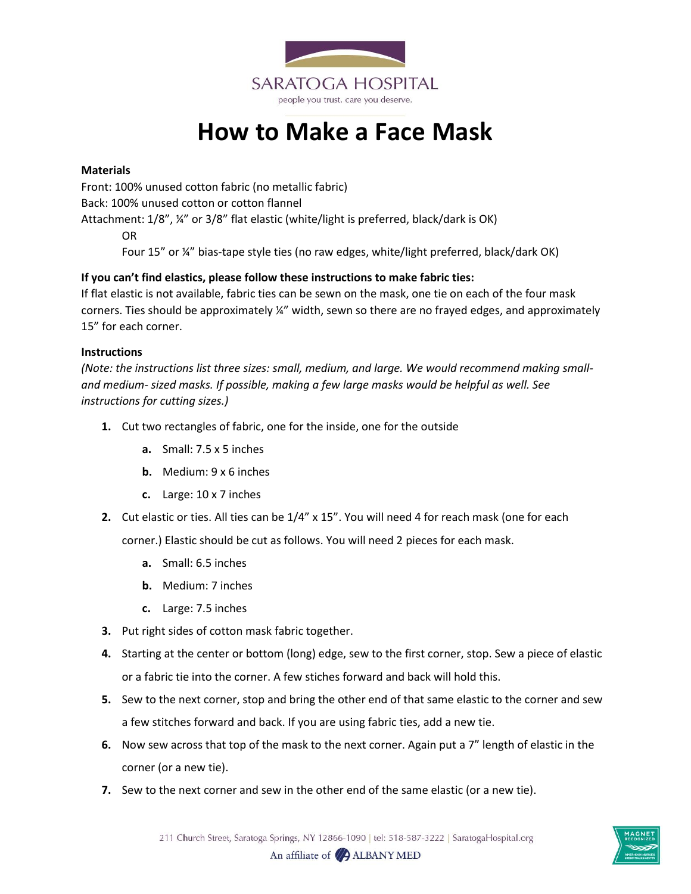SARATOGA HOSPITAL

people you trust. care you deserve.

# How to Make a Face Mask

**Materials**

Front: 100% unused cotton fabric (no metallic fabric)
Back: 100% unused cotton or cotton flannel
Attachment: 1/8", ¼" or 3/8" flat elastic (white/light is preferred, black/dark is OK)
OR
Four 15" or ¼" bias-tape style ties (no raw edges, white/light preferred, black/dark OK)

**If you can't find elastics, please follow these instructions to make fabric ties:**

If flat elastic is not available, fabric ties can be sewn on the mask, one tie on each of the four mask corners. Ties should be approximately ¼" width, sewn so there are no frayed edges, and approximately 15" for each corner.

**Instructions**

*(Note: the instructions list three sizes: small, medium, and large. We would recommend making small- and medium- sized masks. If possible, making a few large masks would be helpful as well. See instructions for cutting sizes.)*

1. Cut two rectangles of fabric, one for the inside, one for the outside
   a. Small: 7.5 x 5 inches
   b. Medium: 9 x 6 inches
   c. Large: 10 x 7 inches
2. Cut elastic or ties. All ties can be 1/4" x 15". You will need 4 for reach mask (one for each corner.) Elastic should be cut as follows. You will need 2 pieces for each mask.
   a. Small: 6.5 inches
   b. Medium: 7 inches
   c. Large: 7.5 inches
3. Put right sides of cotton mask fabric together.
4. Starting at the center or bottom (long) edge, sew to the first corner, stop. Sew a piece of elastic or a fabric tie into the corner. A few stiches forward and back will hold this.
5. Sew to the next corner, stop and bring the other end of that same elastic to the corner and sew a few stitches forward and back. If you are using fabric ties, add a new tie.
6. Now sew across that top of the mask to the next corner. Again put a 7" length of elastic in the corner (or a new tie).
7. Sew to the next corner and sew in the other end of the same elastic (or a new tie).

211 Church Street, Saratoga Springs, NY 12866-1090 | tel: 518-587-3222 | SaratogaHospital.org

An affiliate of ALBANY MED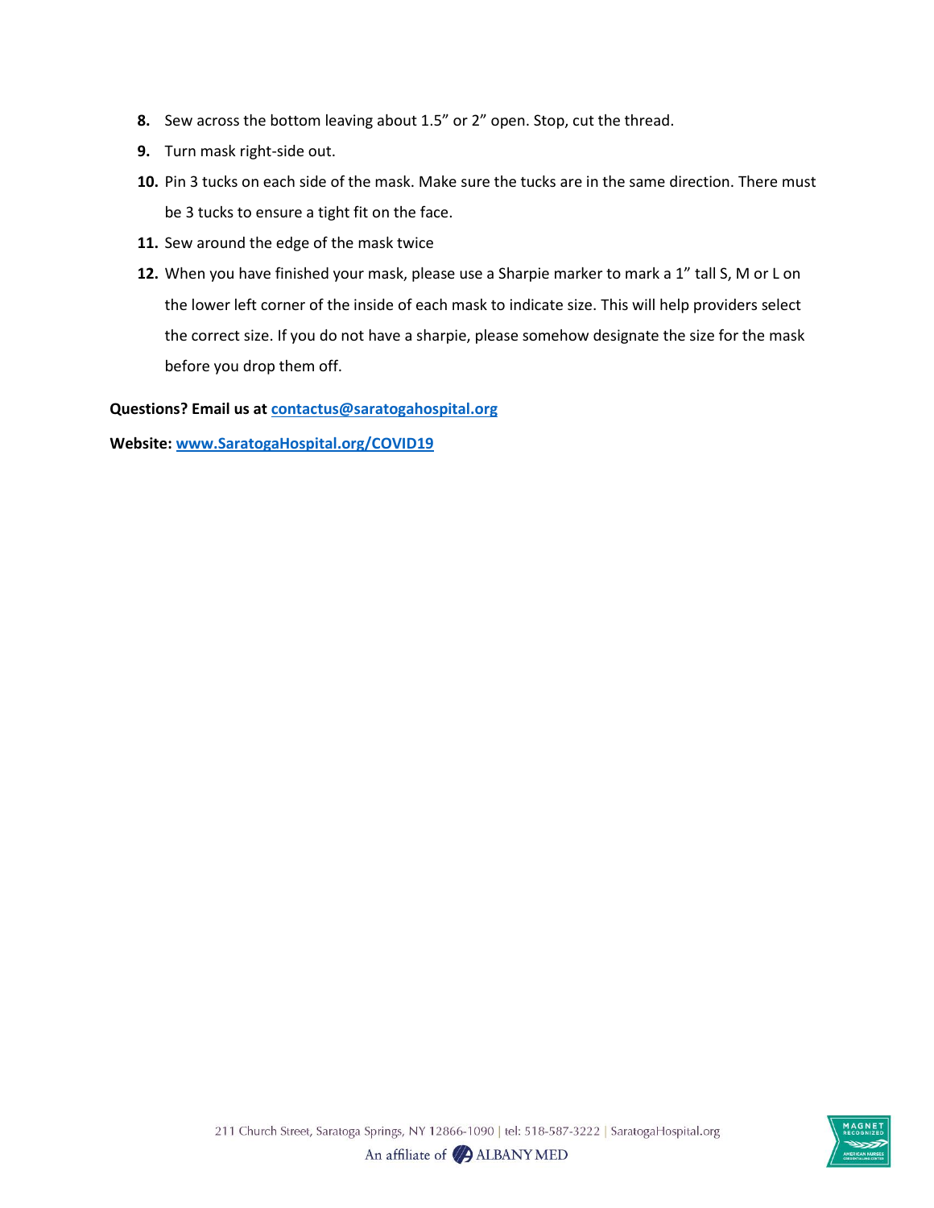8. Sew across the bottom leaving about 1.5” or 2” open. Stop, cut the thread.
9. Turn mask right-side out.
10. Pin 3 tucks on each side of the mask. Make sure the tucks are in the same direction. There must be 3 tucks to ensure a tight fit on the face.
11. Sew around the edge of the mask twice
12. When you have finished your mask, please use a Sharpie marker to mark a 1” tall S, M or L on the lower left corner of the inside of each mask to indicate size. This will help providers select the correct size. If you do not have a sharpie, please somehow designate the size for the mask before you drop them off.

**Questions? Email us at** contactus@saratogahospital.org

**Website:** www.SaratogaHospital.org/COVID19